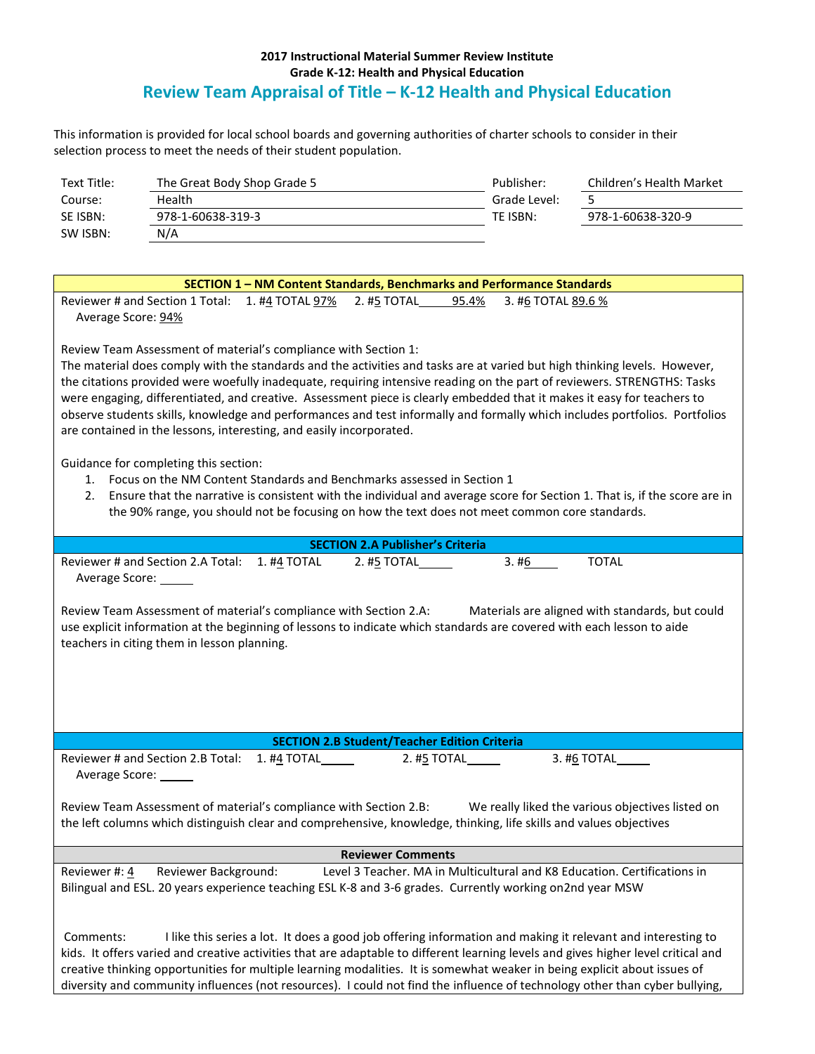**2017 Instructional Material Summer Review Institute**
**Grade K-12: Health and Physical Education**

# Review Team Appraisal of Title – K-12 Health and Physical Education

This information is provided for local school boards and governing authorities of charter schools to consider in their selection process to meet the needs of their student population.

| | | | |
|---|---|---|---|
| Text Title: | The Great Body Shop Grade 5 | Publisher: | Children's Health Market |
| Course: | Health | Grade Level: | 5 |
| SE ISBN: | 978-1-60638-319-3 | TE ISBN: | 978-1-60638-320-9 |
| SW ISBN: | N/A | | |

## SECTION 1 – NM Content Standards, Benchmarks and Performance Standards

Reviewer # and Section 1 Total: 1. #4 TOTAL 97% 2. #5 TOTAL 95.4% 3. #6 TOTAL 89.6 %
Average Score: 94%

Review Team Assessment of material's compliance with Section 1:
The material does comply with the standards and the activities and tasks are at varied but high thinking levels. However, the citations provided were woefully inadequate, requiring intensive reading on the part of reviewers. STRENGTHS: Tasks were engaging, differentiated, and creative. Assessment piece is clearly embedded that it makes it easy for teachers to observe students skills, knowledge and performances and test informally and formally which includes portfolios. Portfolios are contained in the lessons, interesting, and easily incorporated.

Guidance for completing this section:

1. Focus on the NM Content Standards and Benchmarks assessed in Section 1
2. Ensure that the narrative is consistent with the individual and average score for Section 1. That is, if the score are in the 90% range, you should not be focusing on how the text does not meet common core standards.

## SECTION 2.A Publisher's Criteria

Reviewer # and Section 2.A Total: 1. #4 TOTAL 2. #5 TOTAL 3. #6 TOTAL
Average Score:

Review Team Assessment of material's compliance with Section 2.A: Materials are aligned with standards, but could use explicit information at the beginning of lessons to indicate which standards are covered with each lesson to aide teachers in citing them in lesson planning.

## SECTION 2.B Student/Teacher Edition Criteria

Reviewer # and Section 2.B Total: 1. #4 TOTAL 2. #5 TOTAL 3. #6 TOTAL
Average Score:

Review Team Assessment of material's compliance with Section 2.B: We really liked the various objectives listed on the left columns which distinguish clear and comprehensive, knowledge, thinking, life skills and values objectives

## Reviewer Comments

Reviewer #: 4 Reviewer Background: Level 3 Teacher. MA in Multicultural and K8 Education. Certifications in Bilingual and ESL. 20 years experience teaching ESL K-8 and 3-6 grades. Currently working on2nd year MSW

Comments: I like this series a lot. It does a good job offering information and making it relevant and interesting to kids. It offers varied and creative activities that are adaptable to different learning levels and gives higher level critical and creative thinking opportunities for multiple learning modalities. It is somewhat weaker in being explicit about issues of diversity and community influences (not resources). I could not find the influence of technology other than cyber bullying,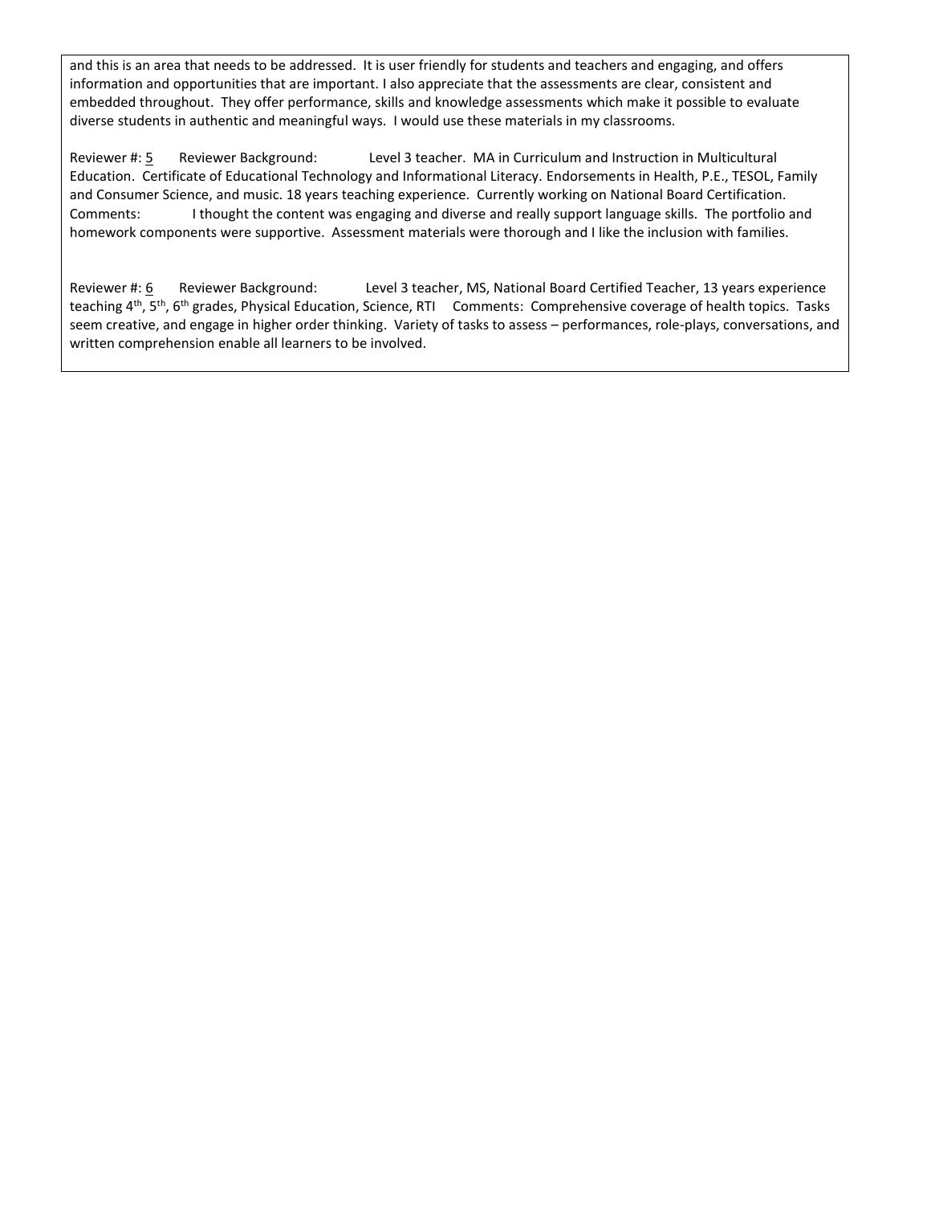and this is an area that needs to be addressed. It is user friendly for students and teachers and engaging, and offers information and opportunities that are important. I also appreciate that the assessments are clear, consistent and embedded throughout. They offer performance, skills and knowledge assessments which make it possible to evaluate diverse students in authentic and meaningful ways. I would use these materials in my classrooms.

Reviewer #: 5 Reviewer Background: Level 3 teacher. MA in Curriculum and Instruction in Multicultural Education. Certificate of Educational Technology and Informational Literacy. Endorsements in Health, P.E., TESOL, Family and Consumer Science, and music. 18 years teaching experience. Currently working on National Board Certification.
Comments: I thought the content was engaging and diverse and really support language skills. The portfolio and homework components were supportive. Assessment materials were thorough and I like the inclusion with families.

Reviewer #: 6 Reviewer Background: Level 3 teacher, MS, National Board Certified Teacher, 13 years experience teaching 4th, 5th, 6th grades, Physical Education, Science, RTI Comments: Comprehensive coverage of health topics. Tasks seem creative, and engage in higher order thinking. Variety of tasks to assess – performances, role-plays, conversations, and written comprehension enable all learners to be involved.